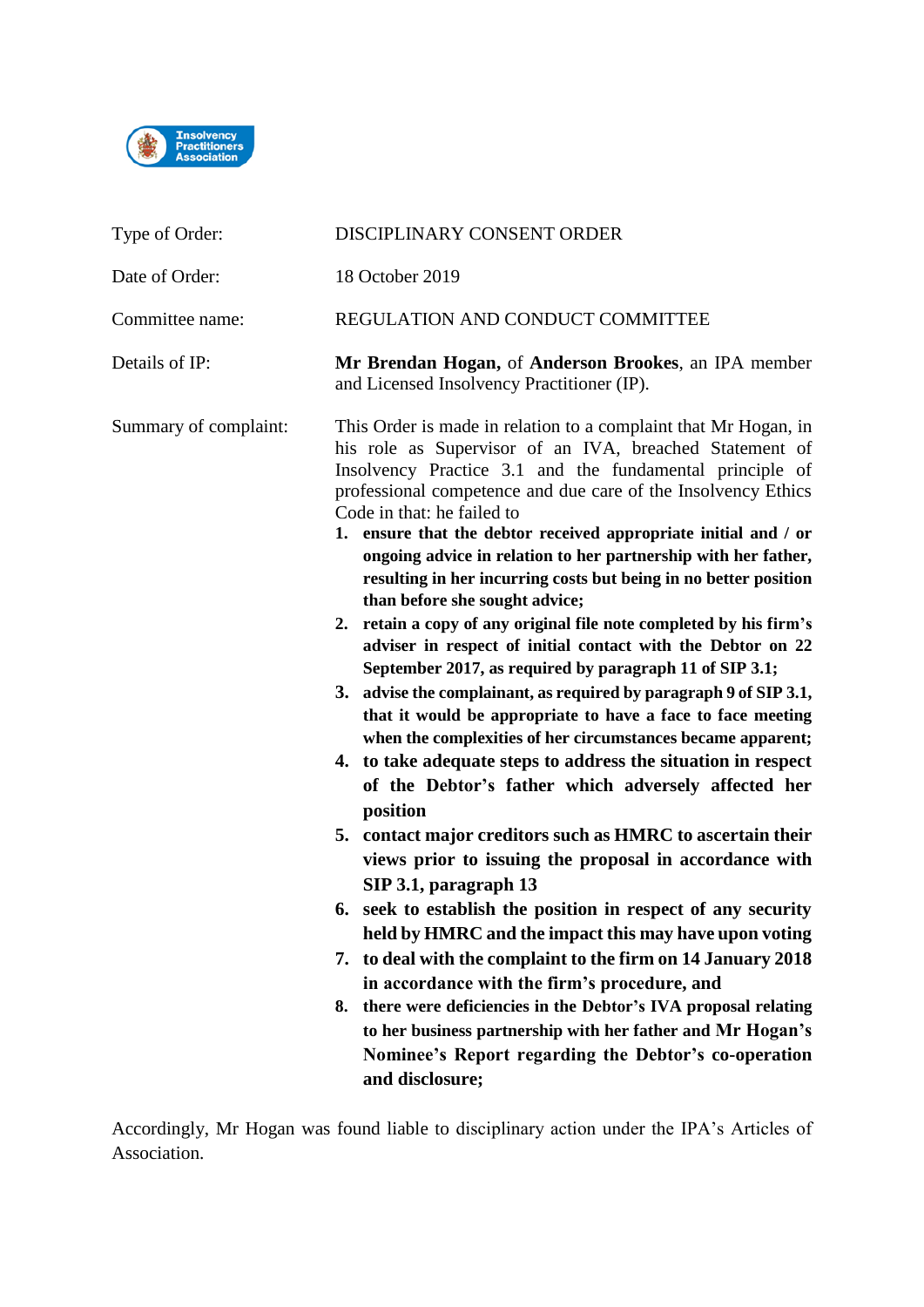| | |
|---|---|
| Type of Order: | DISCIPLINARY CONSENT ORDER |
| Date of Order: | 18 October 2019 |
| Committee name: | REGULATION AND CONDUCT COMMITTEE |
| Details of IP: | **Mr Brendan Hogan,** of **Anderson Brookes**, an IPA member and Licensed Insolvency Practitioner (IP). |
| Summary of complaint: | This Order is made in relation to a complaint that Mr Hogan, in his role as Supervisor of an IVA, breached Statement of Insolvency Practice 3.1 and the fundamental principle of professional competence and due care of the Insolvency Ethics Code in that: he failed to |

1. **ensure that the debtor received appropriate initial and / or ongoing advice in relation to her partnership with her father, resulting in her incurring costs but being in no better position than before she sought advice;**
2. **retain a copy of any original file note completed by his firm's adviser in respect of initial contact with the Debtor on 22 September 2017, as required by paragraph 11 of SIP 3.1;**
3. **advise the complainant, as required by paragraph 9 of SIP 3.1, that it would be appropriate to have a face to face meeting when the complexities of her circumstances became apparent;**
4. **to take adequate steps to address the situation in respect of the Debtor's father which adversely affected her position**
5. **contact major creditors such as HMRC to ascertain their views prior to issuing the proposal in accordance with SIP 3.1, paragraph 13**
6. **seek to establish the position in respect of any security held by HMRC and the impact this may have upon voting**
7. **to deal with the complaint to the firm on 14 January 2018 in accordance with the firm's procedure, and**
8. **there were deficiencies in the Debtor's IVA proposal relating to her business partnership with her father and Mr Hogan's Nominee's Report regarding the Debtor's co-operation and disclosure;**

Accordingly, Mr Hogan was found liable to disciplinary action under the IPA's Articles of Association.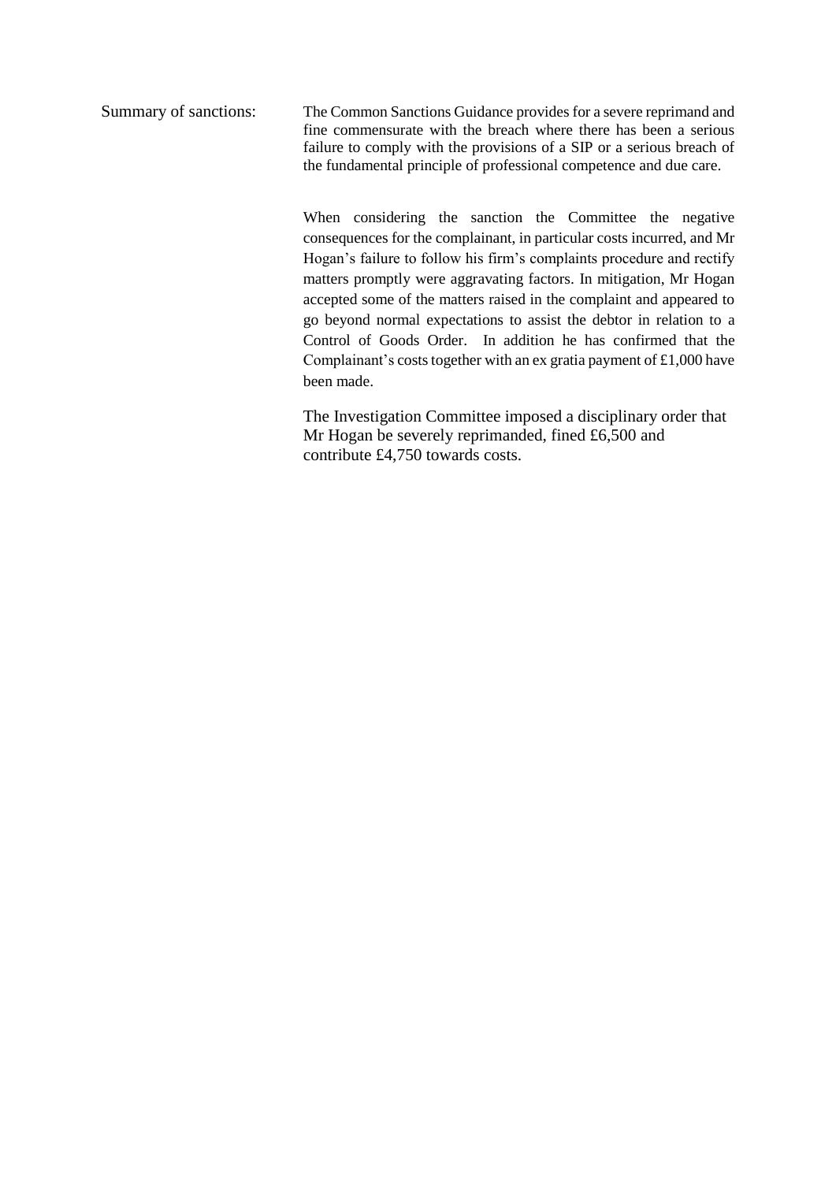Summary of sanctions:

The Common Sanctions Guidance provides for a severe reprimand and fine commensurate with the breach where there has been a serious failure to comply with the provisions of a SIP or a serious breach of the fundamental principle of professional competence and due care.

When considering the sanction the Committee the negative consequences for the complainant, in particular costs incurred, and Mr Hogan's failure to follow his firm's complaints procedure and rectify matters promptly were aggravating factors. In mitigation, Mr Hogan accepted some of the matters raised in the complaint and appeared to go beyond normal expectations to assist the debtor in relation to a Control of Goods Order. In addition he has confirmed that the Complainant's costs together with an ex gratia payment of £1,000 have been made.

The Investigation Committee imposed a disciplinary order that Mr Hogan be severely reprimanded, fined £6,500 and contribute £4,750 towards costs.